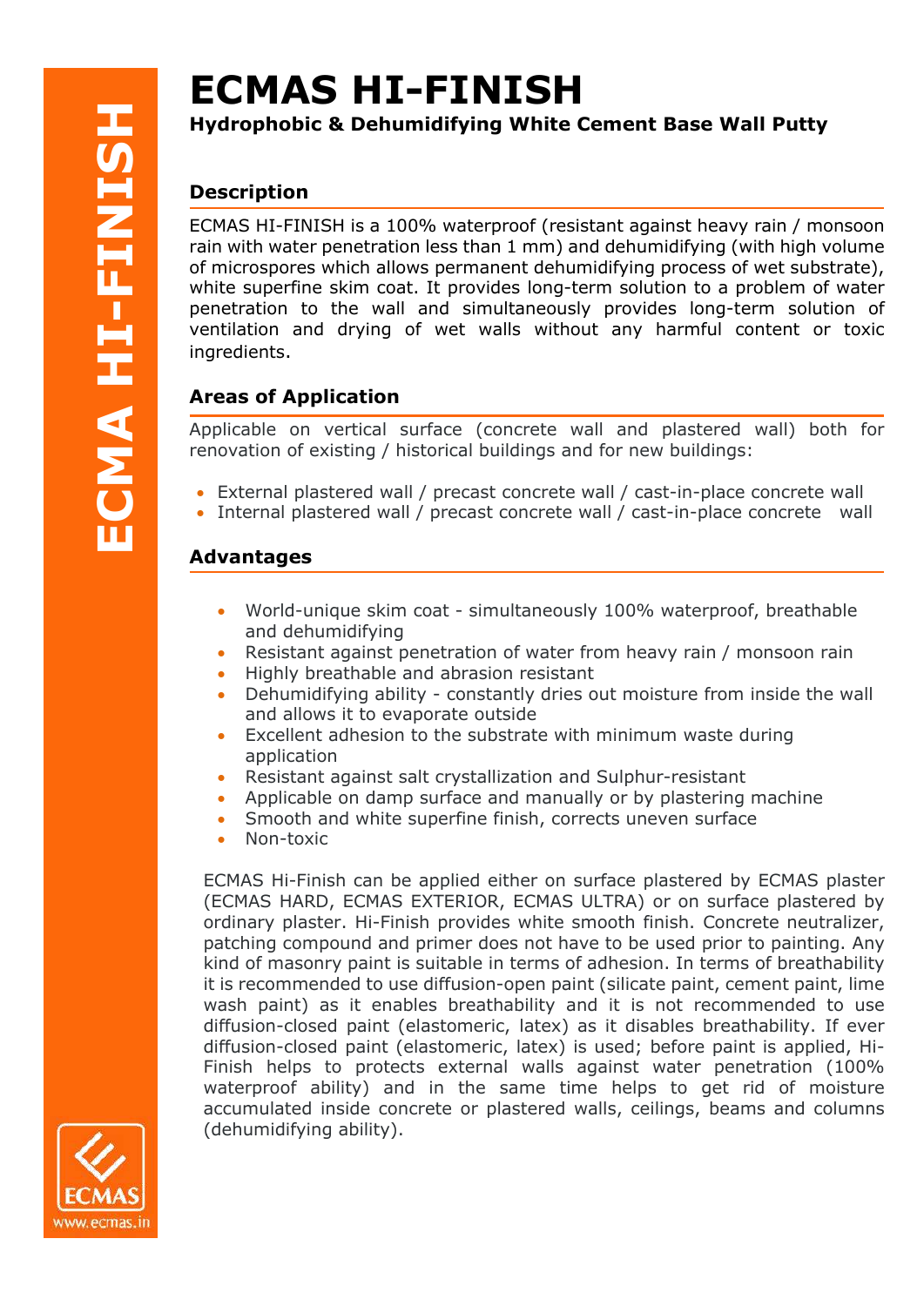# ECMAS HI-FINISH

**Hydrophobic & Dehumidifying White Cement Base Wall Putty**

## Description

ECMAS HI-FINISH is a 100% waterproof (resistant against heavy rain / monsoon rain with water penetration less than 1 mm) and dehumidifying (with high volume of microspores which allows permanent dehumidifying process of wet substrate), white superfine skim coat. It provides long-term solution to a problem of water penetration to the wall and simultaneously provides long-term solution of ventilation and drying of wet walls without any harmful content or toxic ingredients.

## Areas of Application

Applicable on vertical surface (concrete wall and plastered wall) both for renovation of existing / historical buildings and for new buildings:

- External plastered wall / precast concrete wall / cast-in-place concrete wall
- Internal plastered wall / precast concrete wall / cast-in-place concrete wall

## Advantages

- World-unique skim coat - simultaneously 100% waterproof, breathable and dehumidifying
- Resistant against penetration of water from heavy rain / monsoon rain
- Highly breathable and abrasion resistant
- Dehumidifying ability - constantly dries out moisture from inside the wall and allows it to evaporate outside
- Excellent adhesion to the substrate with minimum waste during application
- Resistant against salt crystallization and Sulphur-resistant
- Applicable on damp surface and manually or by plastering machine
- Smooth and white superfine finish, corrects uneven surface
- Non-toxic

ECMAS Hi-Finish can be applied either on surface plastered by ECMAS plaster (ECMAS HARD, ECMAS EXTERIOR, ECMAS ULTRA) or on surface plastered by ordinary plaster. Hi-Finish provides white smooth finish. Concrete neutralizer, patching compound and primer does not have to be used prior to painting. Any kind of masonry paint is suitable in terms of adhesion. In terms of breathability it is recommended to use diffusion-open paint (silicate paint, cement paint, lime wash paint) as it enables breathability and it is not recommended to use diffusion-closed paint (elastomeric, latex) as it disables breathability. If ever diffusion-closed paint (elastomeric, latex) is used; before paint is applied, Hi-Finish helps to protects external walls against water penetration (100% waterproof ability) and in the same time helps to get rid of moisture accumulated inside concrete or plastered walls, ceilings, beams and columns (dehumidifying ability).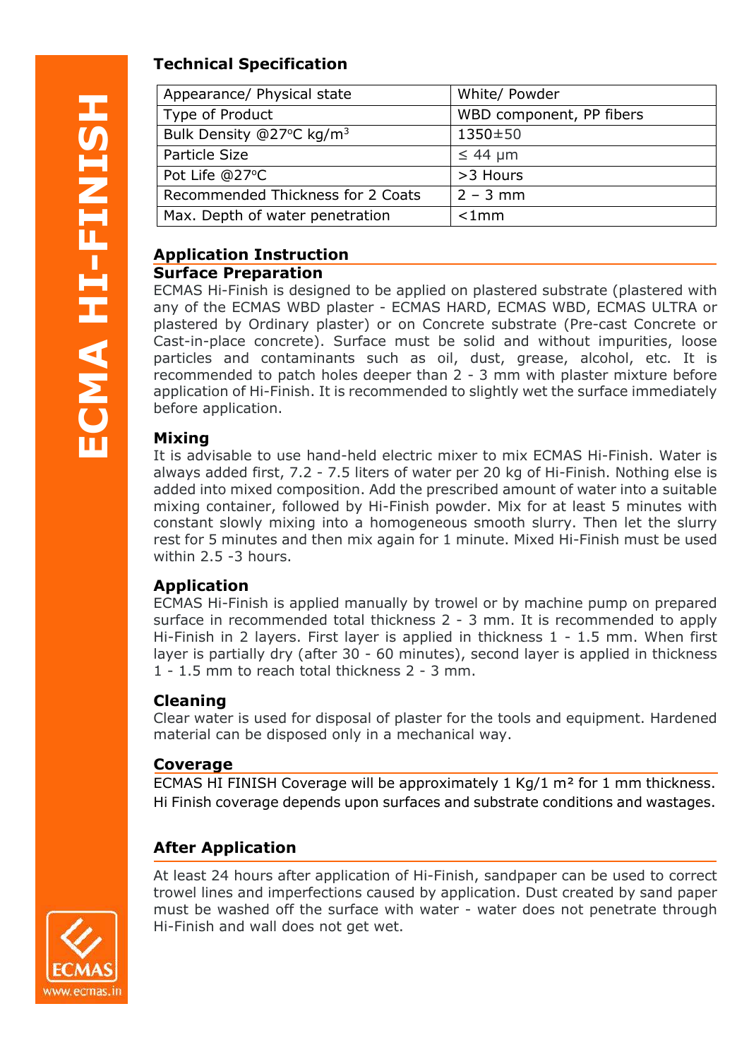## Technical Specification

| Appearance/ Physical state | White/ Powder |
|---|---|
| Type of Product | WBD component, PP fibers |
| Bulk Density @27°C kg/m$^3$ | 1350±50 |
| Particle Size | ≤ 44 μm |
| Pot Life @27°C | >3 Hours |
| Recommended Thickness for 2 Coats | 2 – 3 mm |
| Max. Depth of water penetration | <1mm |

## Application Instruction

### Surface Preparation

ECMAS Hi-Finish is designed to be applied on plastered substrate (plastered with any of the ECMAS WBD plaster - ECMAS HARD, ECMAS WBD, ECMAS ULTRA or plastered by Ordinary plaster) or on Concrete substrate (Pre-cast Concrete or Cast-in-place concrete). Surface must be solid and without impurities, loose particles and contaminants such as oil, dust, grease, alcohol, etc. It is recommended to patch holes deeper than 2 - 3 mm with plaster mixture before application of Hi-Finish. It is recommended to slightly wet the surface immediately before application.

### Mixing

It is advisable to use hand-held electric mixer to mix ECMAS Hi-Finish. Water is always added first, 7.2 - 7.5 liters of water per 20 kg of Hi-Finish. Nothing else is added into mixed composition. Add the prescribed amount of water into a suitable mixing container, followed by Hi-Finish powder. Mix for at least 5 minutes with constant slowly mixing into a homogeneous smooth slurry. Then let the slurry rest for 5 minutes and then mix again for 1 minute. Mixed Hi-Finish must be used within 2.5 -3 hours.

### Application

ECMAS Hi-Finish is applied manually by trowel or by machine pump on prepared surface in recommended total thickness 2 - 3 mm. It is recommended to apply Hi-Finish in 2 layers. First layer is applied in thickness 1 - 1.5 mm. When first layer is partially dry (after 30 - 60 minutes), second layer is applied in thickness 1 - 1.5 mm to reach total thickness 2 - 3 mm.

### Cleaning

Clear water is used for disposal of plaster for the tools and equipment. Hardened material can be disposed only in a mechanical way.

## Coverage

ECMAS HI FINISH Coverage will be approximately 1 Kg/1 m² for 1 mm thickness. Hi Finish coverage depends upon surfaces and substrate conditions and wastages.

## After Application

At least 24 hours after application of Hi-Finish, sandpaper can be used to correct trowel lines and imperfections caused by application. Dust created by sand paper must be washed off the surface with water - water does not penetrate through Hi-Finish and wall does not get wet.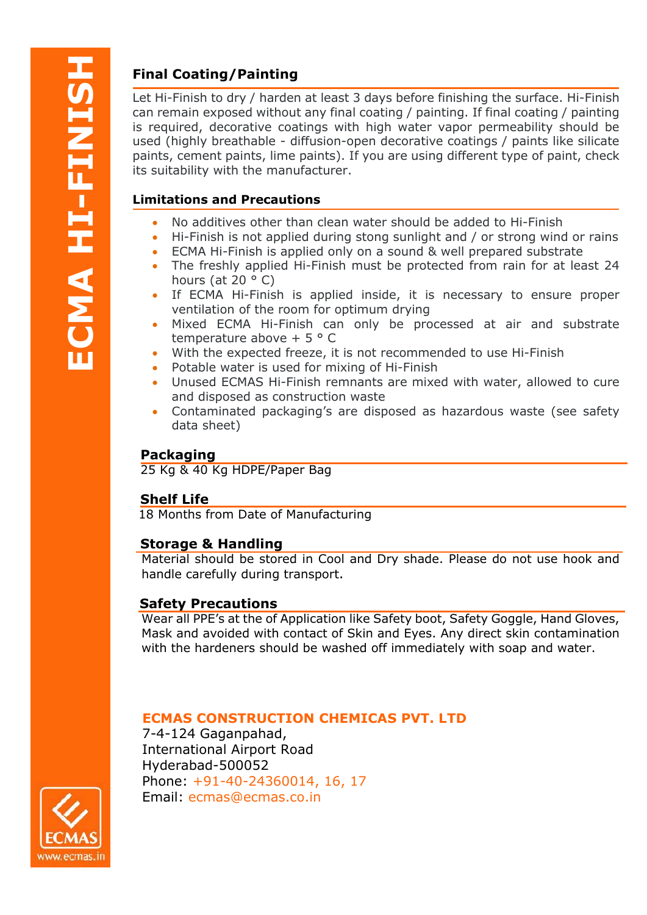## Final Coating/Painting

Let Hi-Finish to dry / harden at least 3 days before finishing the surface. Hi-Finish can remain exposed without any final coating / painting. If final coating / painting is required, decorative coatings with high water vapor permeability should be used (highly breathable - diffusion-open decorative coatings / paints like silicate paints, cement paints, lime paints). If you are using different type of paint, check its suitability with the manufacturer.

## Limitations and Precautions

- No additives other than clean water should be added to Hi-Finish
- Hi-Finish is not applied during stong sunlight and / or strong wind or rains
- ECMA Hi-Finish is applied only on a sound & well prepared substrate
- The freshly applied Hi-Finish must be protected from rain for at least 24 hours (at 20 ° C)
- If ECMA Hi-Finish is applied inside, it is necessary to ensure proper ventilation of the room for optimum drying
- Mixed ECMA Hi-Finish can only be processed at air and substrate temperature above + 5 ° C
- With the expected freeze, it is not recommended to use Hi-Finish
- Potable water is used for mixing of Hi-Finish
- Unused ECMAS Hi-Finish remnants are mixed with water, allowed to cure and disposed as construction waste
- Contaminated packaging's are disposed as hazardous waste (see safety data sheet)

## Packaging

25 Kg & 40 Kg HDPE/Paper Bag

## Shelf Life

18 Months from Date of Manufacturing

## Storage & Handling

Material should be stored in Cool and Dry shade. Please do not use hook and handle carefully during transport.

## Safety Precautions

Wear all PPE's at the of Application like Safety boot, Safety Goggle, Hand Gloves, Mask and avoided with contact of Skin and Eyes. Any direct skin contamination with the hardeners should be washed off immediately with soap and water.

**ECMAS CONSTRUCTION CHEMICAS PVT. LTD**
7-4-124 Gaganpahad,
International Airport Road
Hyderabad-500052
Phone: +91-40-24360014, 16, 17
Email: ecmas@ecmas.co.in